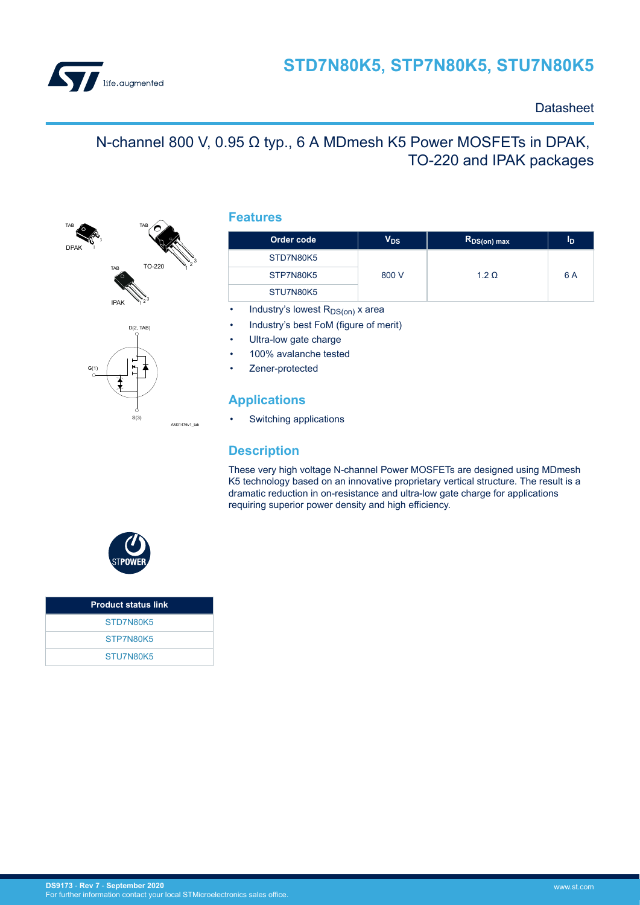# STD7N80K5, STP7N80K5, STU7N80K5

Datasheet

## N-channel 800 V, 0.95 Ω typ., 6 A MDmesh K5 Power MOSFETs in DPAK, TO-220 and IPAK packages

### Features

| Order code | $V_{DS}$ | $R_{DS(on)}$ max | $I_D$ |
|---|---|---|---|
| STD7N80K5 | 800 V | 1.2 Ω | 6 A |
| STP7N80K5 | | | |
| STU7N80K5 | | | |

- Industry's lowest $R_{DS(on)}$ x area
- Industry's best FoM (figure of merit)
- Ultra-low gate charge
- 100% avalanche tested
- Zener-protected

### Applications

- Switching applications

### Description

These very high voltage N-channel Power MOSFETs are designed using MDmesh K5 technology based on an innovative proprietary vertical structure. The result is a dramatic reduction in on-resistance and ultra-low gate charge for applications requiring superior power density and high efficiency.

| Product status link |
|---|
| STD7N80K5 |
| STP7N80K5 |
| STU7N80K5 |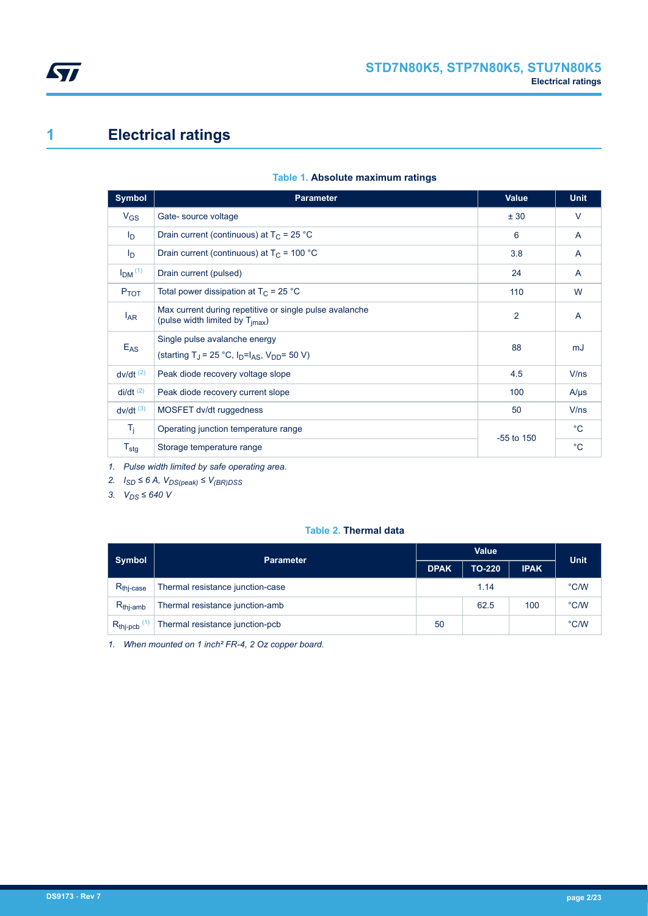# 1 Electrical ratings

**Table 1. Absolute maximum ratings**

| Symbol | Parameter | Value | Unit |
|---|---|---|---|
| $V_{GS}$ | Gate- source voltage | ± 30 | V |
| $I_D$ | Drain current (continuous) at $T_C$ = 25 °C | 6 | A |
| $I_D$ | Drain current (continuous) at $T_C$ = 100 °C | 3.8 | A |
| $I_{DM}$ [(1)] | Drain current (pulsed) | 24 | A |
| $P_{TOT}$ | Total power dissipation at $T_C$ = 25 °C | 110 | W |
| $I_{AR}$ | Max current during repetitive or single pulse avalanche (pulse width limited by $T_{jmax}$) | 2 | A |
| $E_{AS}$ | Single pulse avalanche energy (starting $T_J$ = 25 °C, $I_D$=$I_{AS}$, $V_{DD}$= 50 V) | 88 | mJ |
| dv/dt [(2)] | Peak diode recovery voltage slope | 4.5 | V/ns |
| di/dt [(2)] | Peak diode recovery current slope | 100 | A/µs |
| dv/dt [(3)] | MOSFET dv/dt ruggedness | 50 | V/ns |
| $T_j$ | Operating junction temperature range | -55 to 150 | °C |
| $T_{stg}$ | Storage temperature range | | °C |

1. *Pulse width limited by safe operating area.*
2. *$I_{SD}$ ≤ 6 A, $V_{DS(peak)}$ ≤ $V_{(BR)DSS}$*
3. *$V_{DS}$ ≤ 640 V*

**Table 2. Thermal data**

| Symbol | Parameter | Value | | | Unit |
|---|---|---|---|---|---|
| | | DPAK | TO-220 | IPAK | |
| $R_{thj-case}$ | Thermal resistance junction-case | | 1.14 | | °C/W |
| $R_{thj-amb}$ | Thermal resistance junction-amb | | 62.5 | 100 | °C/W |
| $R_{thj-pcb}$ [(1)] | Thermal resistance junction-pcb | 50 | | | °C/W |

1. *When mounted on 1 inch² FR-4, 2 Oz copper board.*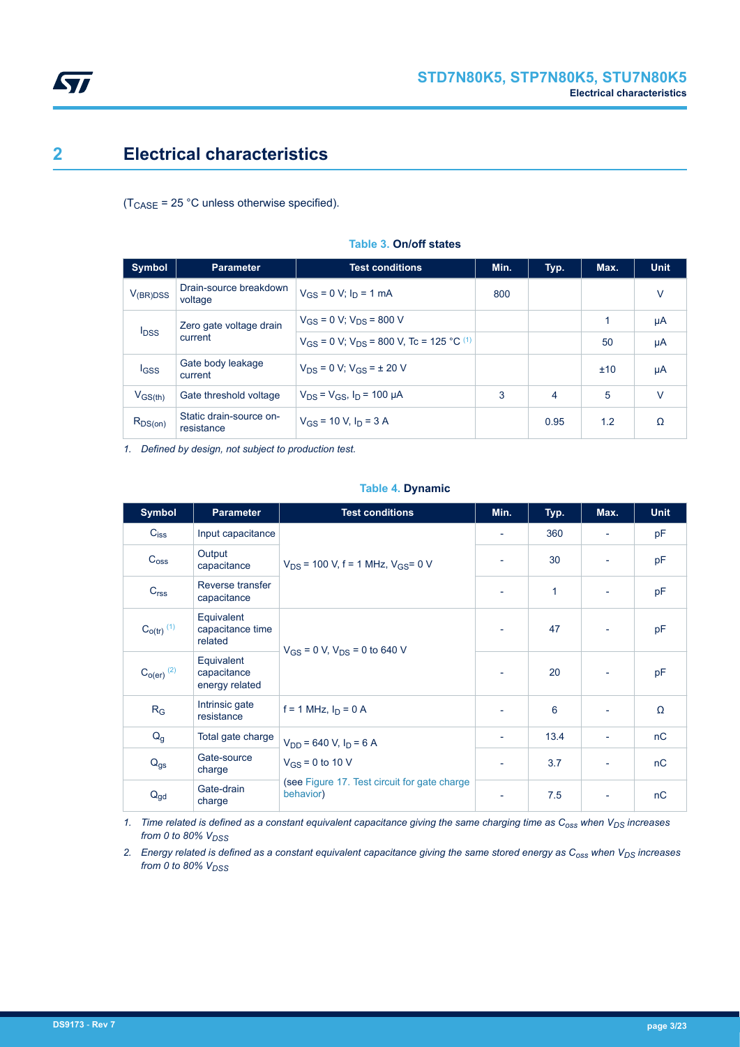# 2 Electrical characteristics

($T_{CASE}$ = 25 °C unless otherwise specified).

**Table 3. On/off states**

| Symbol | Parameter | Test conditions | Min. | Typ. | Max. | Unit |
|---|---|---|---|---|---|---|
| $V_{(BR)DSS}$ | Drain-source breakdown voltage | $V_{GS}$ = 0 V; $I_D$ = 1 mA | 800 | | | V |
| $I_{DSS}$ | Zero gate voltage drain current | $V_{GS}$ = 0 V; $V_{DS}$ = 800 V | | | 1 | µA |
| | | $V_{GS}$ = 0 V; $V_{DS}$ = 800 V, Tc = 125 °C [(1)](#) | | | 50 | µA |
| $I_{GSS}$ | Gate body leakage current | $V_{DS}$ = 0 V; $V_{GS}$ = ± 20 V | | | ±10 | µA |
| $V_{GS(th)}$ | Gate threshold voltage | $V_{DS}$ = $V_{GS}$, $I_D$ = 100 µA | 3 | 4 | 5 | V |
| $R_{DS(on)}$ | Static drain-source on-resistance | $V_{GS}$ = 10 V, $I_D$ = 3 A | | 0.95 | 1.2 | Ω |

1. *Defined by design, not subject to production test.*

**Table 4. Dynamic**

| Symbol | Parameter | Test conditions | Min. | Typ. | Max. | Unit |
|---|---|---|---|---|---|---|
| $C_{iss}$ | Input capacitance | $V_{DS}$ = 100 V, f = 1 MHz, $V_{GS}$= 0 V | - | 360 | - | pF |
| $C_{oss}$ | Output capacitance | | - | 30 | - | pF |
| $C_{rss}$ | Reverse transfer capacitance | | - | 1 | - | pF |
| $C_{o(tr)}$ [(1)](#) | Equivalent capacitance time related | $V_{GS}$ = 0 V, $V_{DS}$ = 0 to 640 V | - | 47 | - | pF |
| $C_{o(er)}$ [(2)](#) | Equivalent capacitance energy related | | - | 20 | - | pF |
| $R_G$ | Intrinsic gate resistance | f = 1 MHz, $I_D$ = 0 A | - | 6 | - | Ω |
| $Q_g$ | Total gate charge | $V_{DD}$ = 640 V, $I_D$ = 6 A<br>$V_{GS}$ = 0 to 10 V<br>(see Figure 17. Test circuit for gate charge behavior) | - | 13.4 | - | nC |
| $Q_{gs}$ | Gate-source charge | | - | 3.7 | - | nC |
| $Q_{gd}$ | Gate-drain charge | | - | 7.5 | - | nC |

1. *Time related is defined as a constant equivalent capacitance giving the same charging time as $C_{oss}$ when $V_{DS}$ increases from 0 to 80% $V_{DSS}$*
2. *Energy related is defined as a constant equivalent capacitance giving the same stored energy as $C_{oss}$ when $V_{DS}$ increases from 0 to 80% $V_{DSS}$*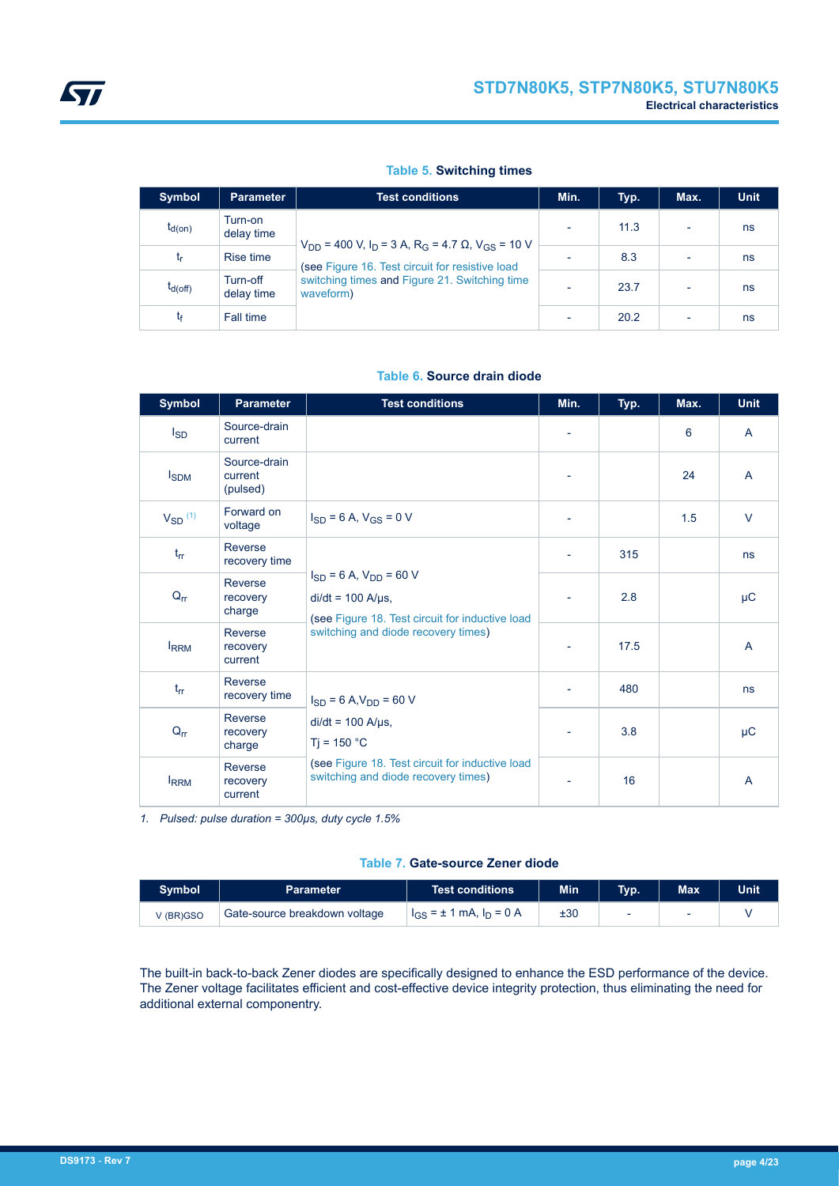**Table 5. Switching times**

| Symbol | Parameter | Test conditions | Min. | Typ. | Max. | Unit |
|---|---|---|---|---|---|---|
| $t_{d(on)}$ | Turn-on delay time | $V_{DD}$ = 400 V, $I_D$ = 3 A, $R_G$ = 4.7 Ω, $V_{GS}$ = 10 V (see Figure 16. Test circuit for resistive load switching times and Figure 21. Switching time waveform) | - | 11.3 | - | ns |
| $t_r$ | Rise time | | - | 8.3 | - | ns |
| $t_{d(off)}$ | Turn-off delay time | | - | 23.7 | - | ns |
| $t_f$ | Fall time | | - | 20.2 | - | ns |

**Table 6. Source drain diode**

| Symbol | Parameter | Test conditions | Min. | Typ. | Max. | Unit |
|---|---|---|---|---|---|---|
| $I_{SD}$ | Source-drain current | | - | | 6 | A |
| $I_{SDM}$ | Source-drain current (pulsed) | | - | | 24 | A |
| $V_{SD}$ (1) | Forward on voltage | $I_{SD}$ = 6 A, $V_{GS}$ = 0 V | - | | 1.5 | V |
| $t_{rr}$ | Reverse recovery time | $I_{SD}$ = 6 A, $V_{DD}$ = 60 V di/dt = 100 A/µs, (see Figure 18. Test circuit for inductive load switching and diode recovery times) | - | 315 | | ns |
| $Q_{rr}$ | Reverse recovery charge | | - | 2.8 | | µC |
| $I_{RRM}$ | Reverse recovery current | | - | 17.5 | | A |
| $t_{rr}$ | Reverse recovery time | $I_{SD}$ = 6 A, $V_{DD}$ = 60 V di/dt = 100 A/µs, Tj = 150 °C (see Figure 18. Test circuit for inductive load switching and diode recovery times) | - | 480 | | ns |
| $Q_{rr}$ | Reverse recovery charge | | - | 3.8 | | µC |
| $I_{RRM}$ | Reverse recovery current | | - | 16 | | A |

1. *Pulsed: pulse duration = 300µs, duty cycle 1.5%*

**Table 7. Gate-source Zener diode**

| Symbol | Parameter | Test conditions | Min | Typ. | Max | Unit |
|---|---|---|---|---|---|---|
| $V_{(BR)GSO}$ | Gate-source breakdown voltage | $I_{GS}$ = ± 1 mA, $I_D$ = 0 A | ±30 | - | - | V |

The built-in back-to-back Zener diodes are specifically designed to enhance the ESD performance of the device. The Zener voltage facilitates efficient and cost-effective device integrity protection, thus eliminating the need for additional external componentry.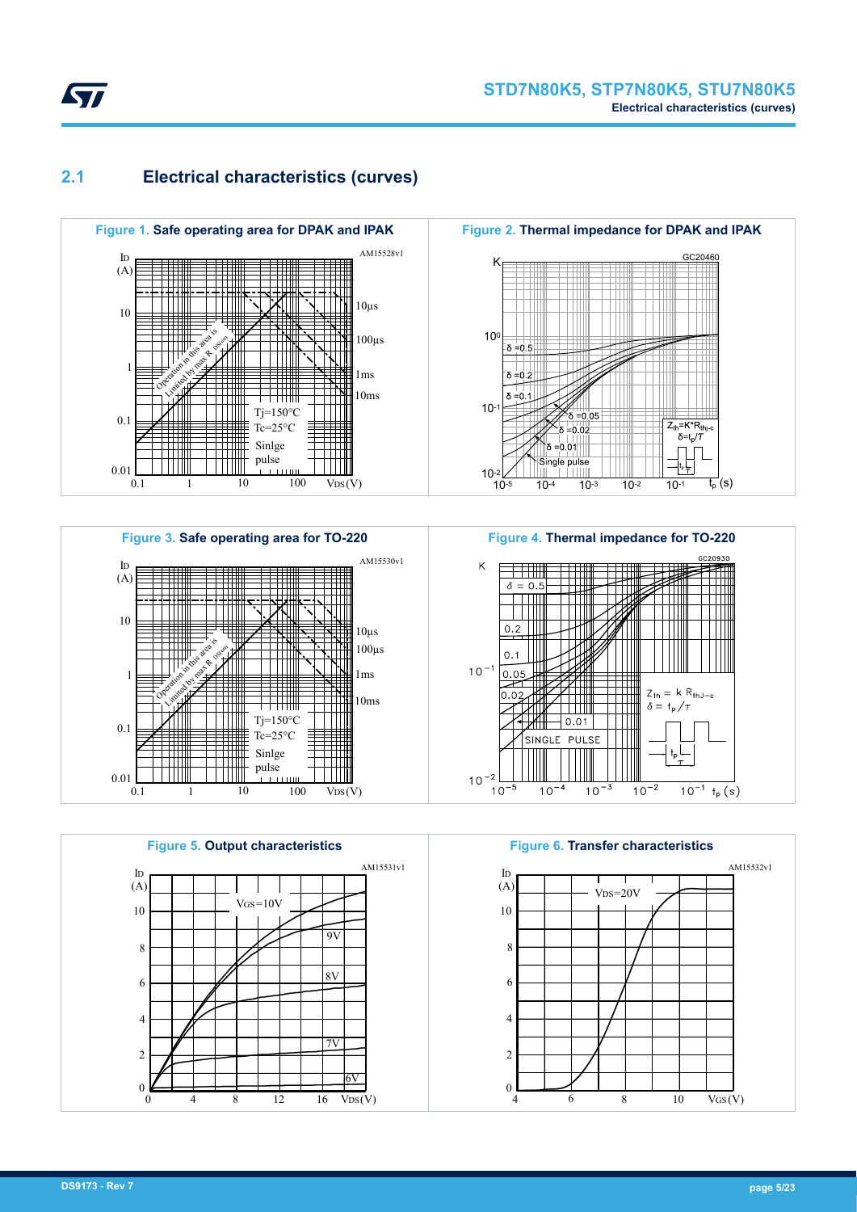## 2.1 Electrical characteristics (curves)

**Figure 1.** Safe operating area for DPAK and IPAK

**Figure 2.** Thermal impedance for DPAK and IPAK

**Figure 3.** Safe operating area for TO-220

**Figure 4.** Thermal impedance for TO-220

**Figure 5.** Output characteristics

**Figure 6.** Transfer characteristics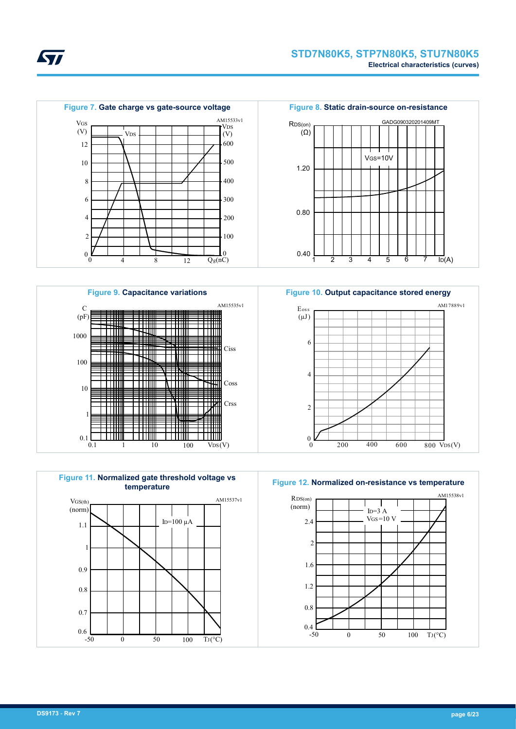**Figure 7.** Gate charge vs gate-source voltage

**Figure 8.** Static drain-source on-resistance

**Figure 9.** Capacitance variations

**Figure 10.** Output capacitance stored energy

**Figure 11.** Normalized gate threshold voltage vs temperature

**Figure 12.** Normalized on-resistance vs temperature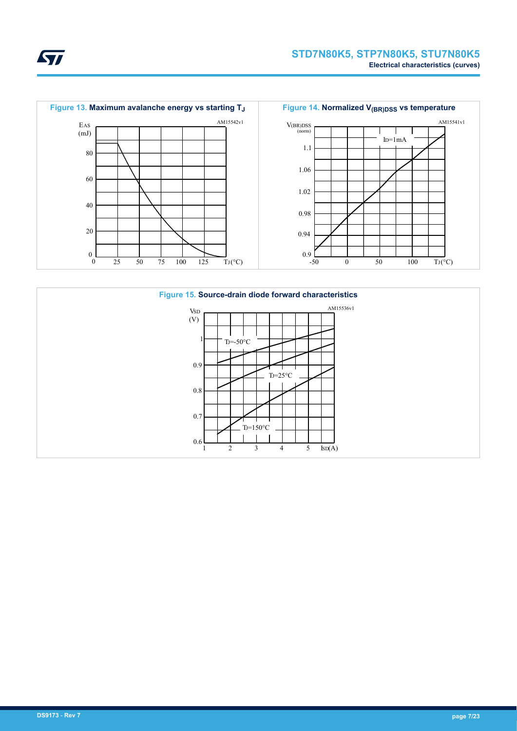**Figure 13.** Maximum avalanche energy vs starting $T_J$

**Figure 14.** Normalized $V_{(BR)DSS}$ vs temperature

**Figure 15.** Source-drain diode forward characteristics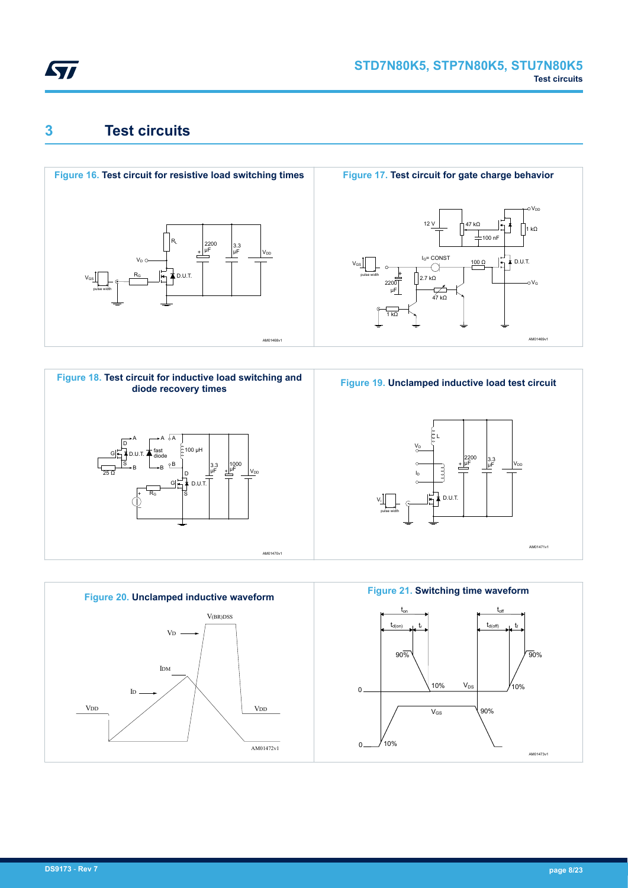# 3 Test circuits

**Figure 16. Test circuit for resistive load switching times**

**Figure 17. Test circuit for gate charge behavior**

**Figure 18. Test circuit for inductive load switching and diode recovery times**

**Figure 19. Unclamped inductive load test circuit**

**Figure 20. Unclamped inductive waveform**

**Figure 21. Switching time waveform**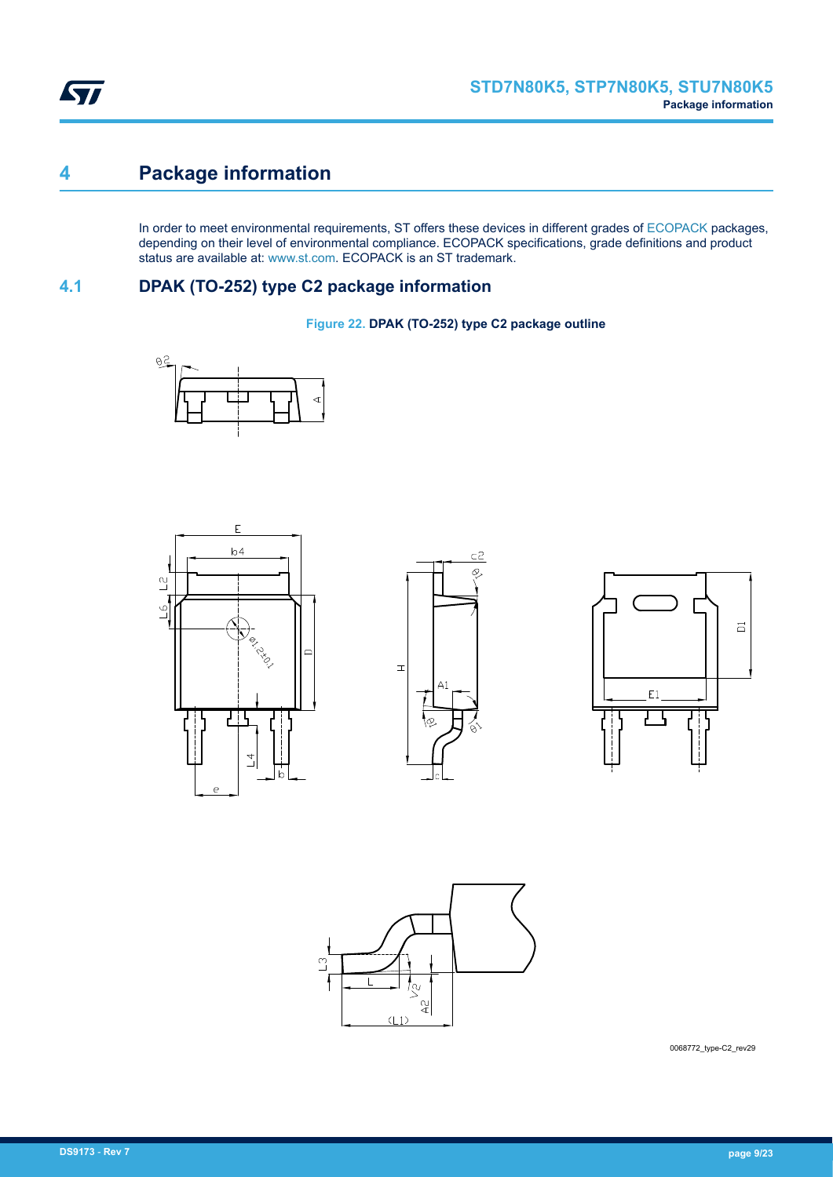# 4 Package information

In order to meet environmental requirements, ST offers these devices in different grades of ECOPACK packages, depending on their level of environmental compliance. ECOPACK specifications, grade definitions and product status are available at: www.st.com. ECOPACK is an ST trademark.

## 4.1 DPAK (TO-252) type C2 package information

**Figure 22. DPAK (TO-252) type C2 package outline**

0068772_type-C2_rev29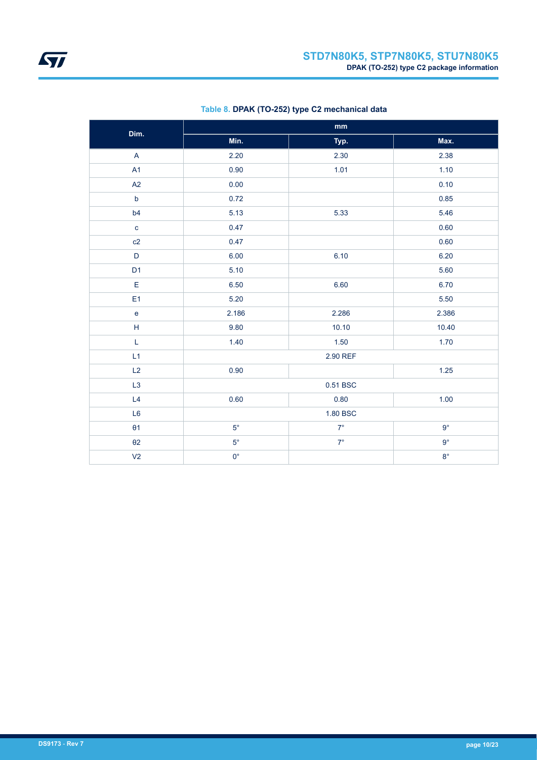**Table 8. DPAK (TO-252) type C2 mechanical data**

| Dim. | mm | | |
|---|---|---|---|
| | Min. | Typ. | Max. |
| A | 2.20 | 2.30 | 2.38 |
| A1 | 0.90 | 1.01 | 1.10 |
| A2 | 0.00 | | 0.10 |
| b | 0.72 | | 0.85 |
| b4 | 5.13 | 5.33 | 5.46 |
| c | 0.47 | | 0.60 |
| c2 | 0.47 | | 0.60 |
| D | 6.00 | 6.10 | 6.20 |
| D1 | 5.10 | | 5.60 |
| E | 6.50 | 6.60 | 6.70 |
| E1 | 5.20 | | 5.50 |
| e | 2.186 | 2.286 | 2.386 |
| H | 9.80 | 10.10 | 10.40 |
| L | 1.40 | 1.50 | 1.70 |
| L1 | | 2.90 REF | |
| L2 | 0.90 | | 1.25 |
| L3 | | 0.51 BSC | |
| L4 | 0.60 | 0.80 | 1.00 |
| L6 | | 1.80 BSC | |
| θ1 | 5° | 7° | 9° |
| θ2 | 5° | 7° | 9° |
| V2 | 0° | | 8° |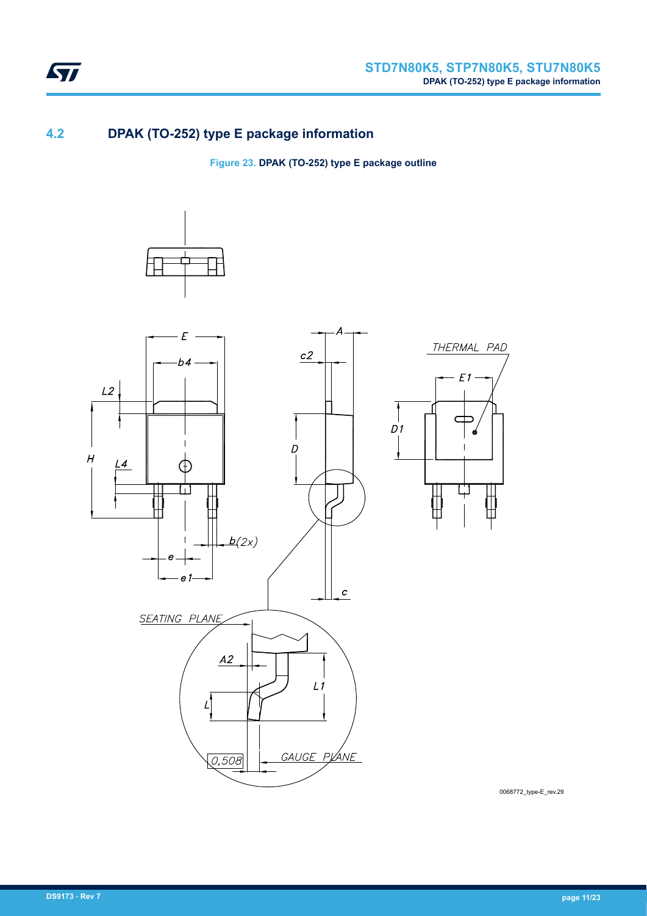## 4.2 DPAK (TO-252) type E package information

**Figure 23. DPAK (TO-252) type E package outline**

0068772_type-E_rev.29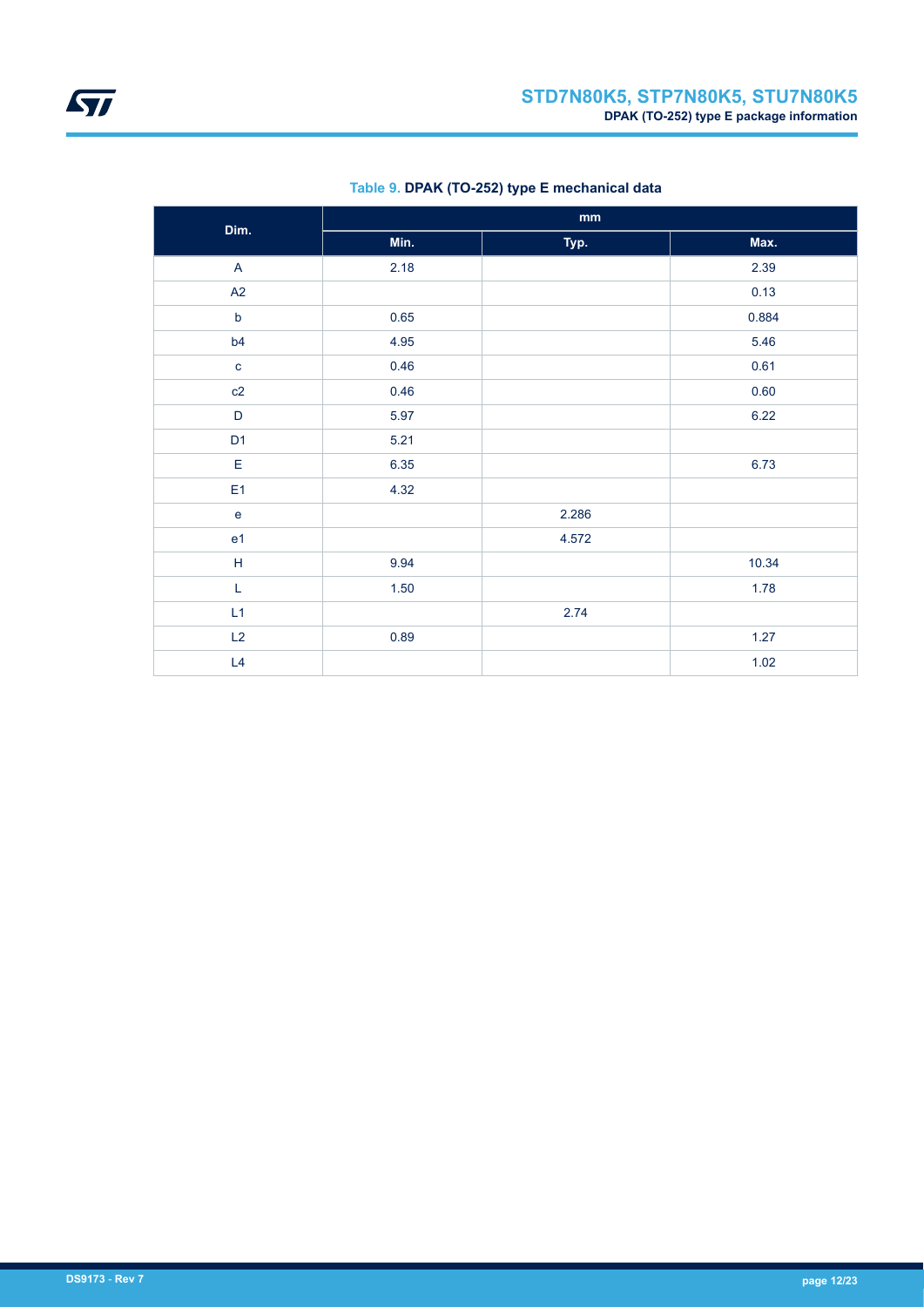**Table 9. DPAK (TO-252) type E mechanical data**

| Dim. | mm | | |
|---|---|---|---|
| | Min. | Typ. | Max. |
| A | 2.18 | | 2.39 |
| A2 | | | 0.13 |
| b | 0.65 | | 0.884 |
| b4 | 4.95 | | 5.46 |
| c | 0.46 | | 0.61 |
| c2 | 0.46 | | 0.60 |
| D | 5.97 | | 6.22 |
| D1 | 5.21 | | |
| E | 6.35 | | 6.73 |
| E1 | 4.32 | | |
| e | | 2.286 | |
| e1 | | 4.572 | |
| H | 9.94 | | 10.34 |
| L | 1.50 | | 1.78 |
| L1 | | 2.74 | |
| L2 | 0.89 | | 1.27 |
| L4 | | | 1.02 |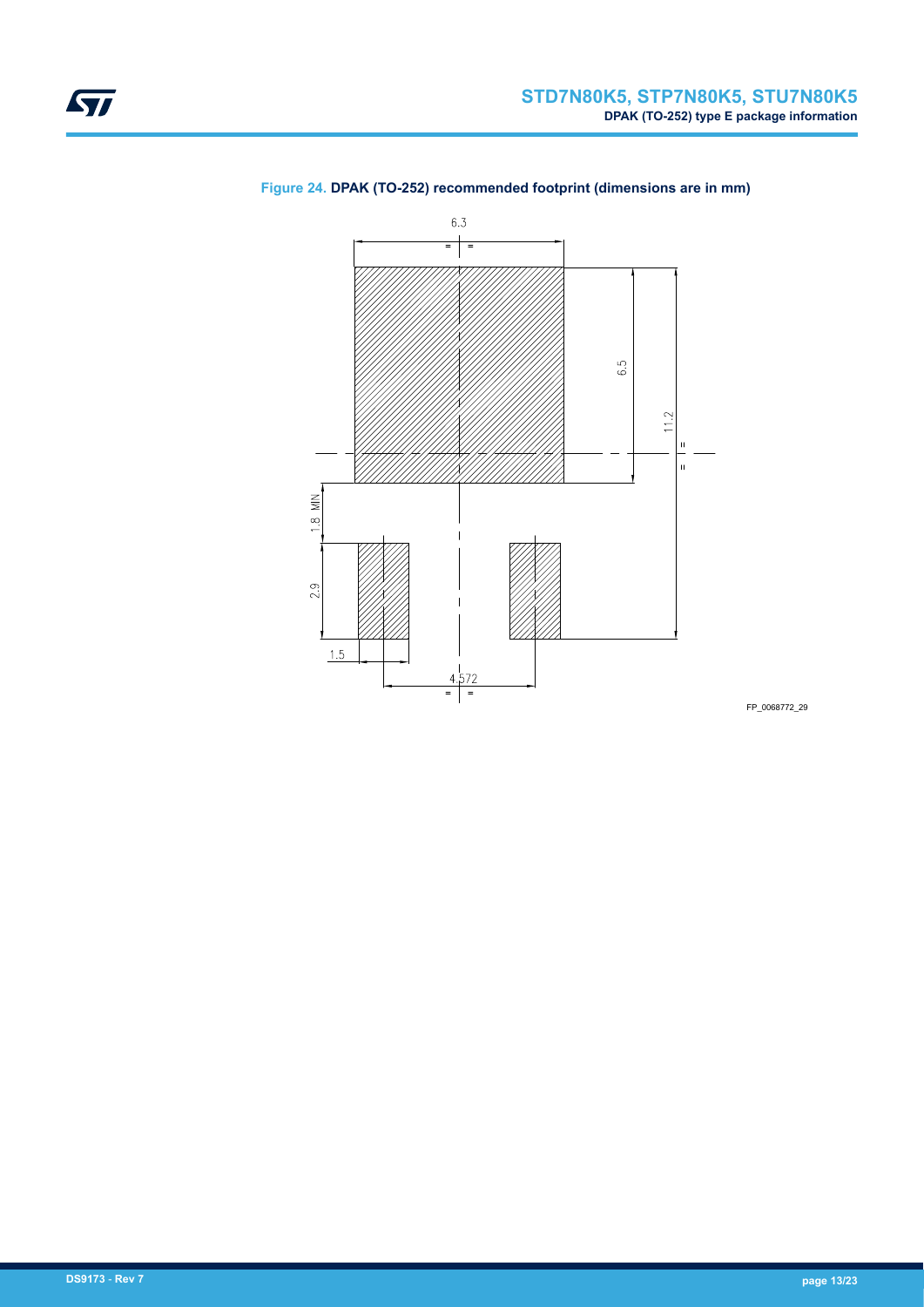**Figure 24.** DPAK (TO-252) recommended footprint (dimensions are in mm)

FP_0068772_29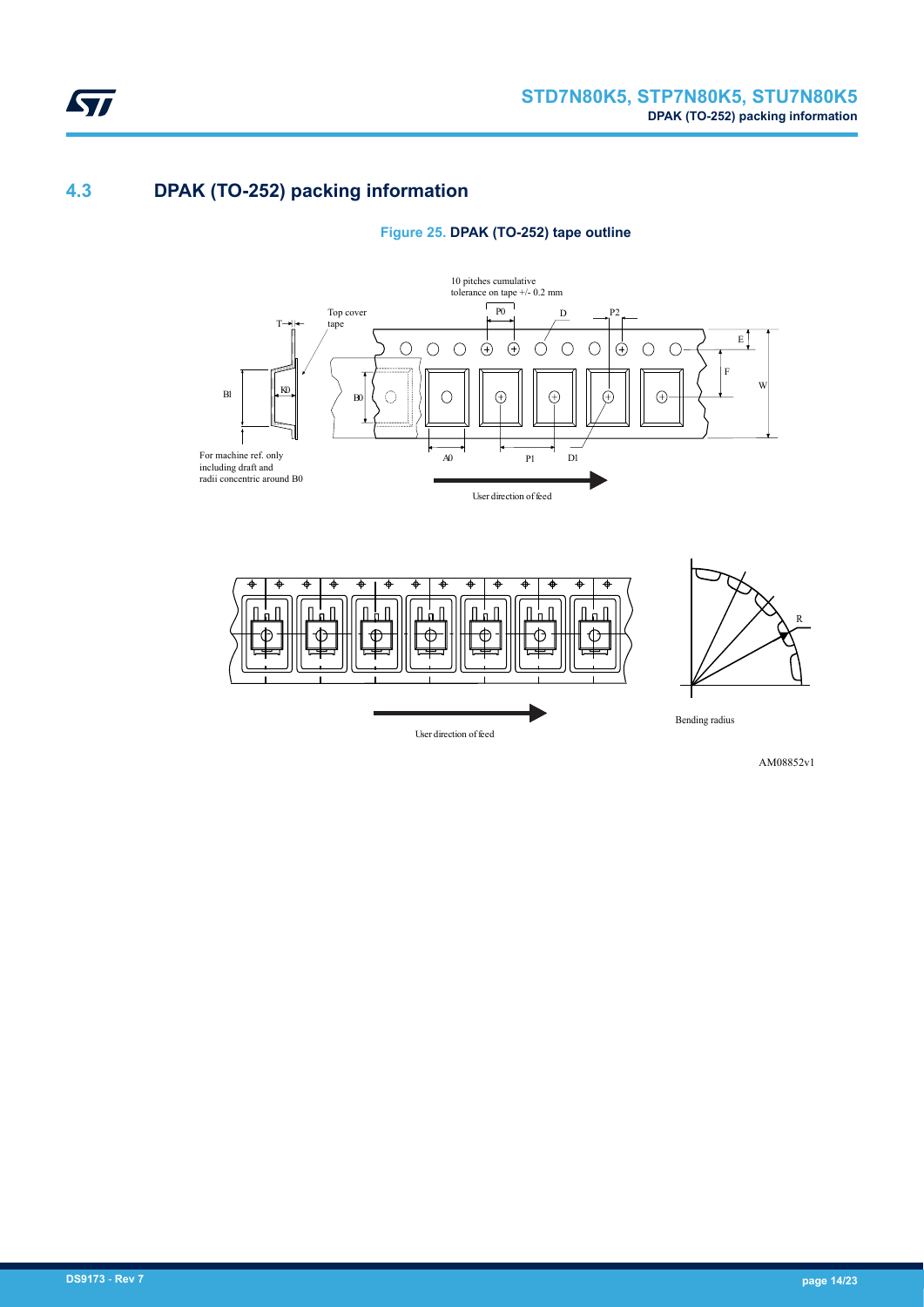## 4.3 DPAK (TO-252) packing information

**Figure 25. DPAK (TO-252) tape outline**

10 pitches cumulative tolerance on tape +/- 0.2 mm

Top cover tape

For machine ref. only including draft and radii concentric around B0

User direction of feed

Bending radius

AM08852v1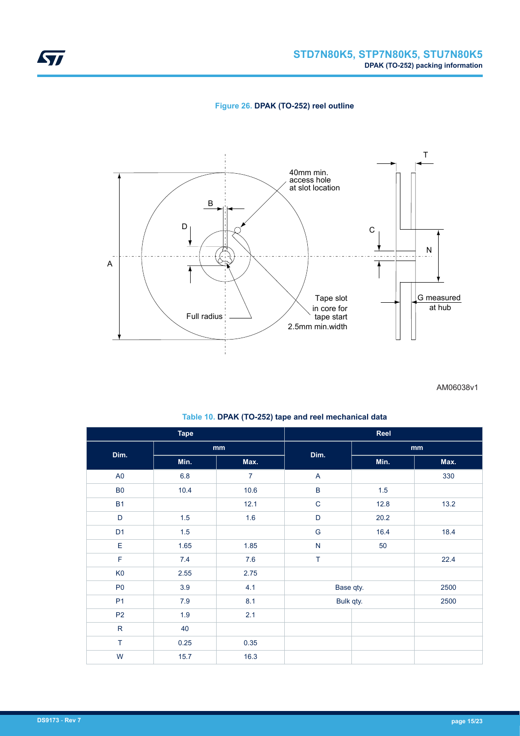Figure 26. **DPAK (TO-252) reel outline**

AM06038v1

Table 10. **DPAK (TO-252) tape and reel mechanical data**

| Tape | | | Reel | | |
|---|---|---|---|---|---|
| Dim. | mm | | Dim. | mm | |
| | Min. | Max. | | Min. | Max. |
| A0 | 6.8 | 7 | A | | 330 |
| B0 | 10.4 | 10.6 | B | 1.5 | |
| B1 | | 12.1 | C | 12.8 | 13.2 |
| D | 1.5 | 1.6 | D | 20.2 | |
| D1 | 1.5 | | G | 16.4 | 18.4 |
| E | 1.65 | 1.85 | N | 50 | |
| F | 7.4 | 7.6 | T | | 22.4 |
| K0 | 2.55 | 2.75 | | | |
| P0 | 3.9 | 4.1 | Base qty. | | 2500 |
| P1 | 7.9 | 8.1 | Bulk qty. | | 2500 |
| P2 | 1.9 | 2.1 | | | |
| R | 40 | | | | |
| T | 0.25 | 0.35 | | | |
| W | 15.7 | 16.3 | | | |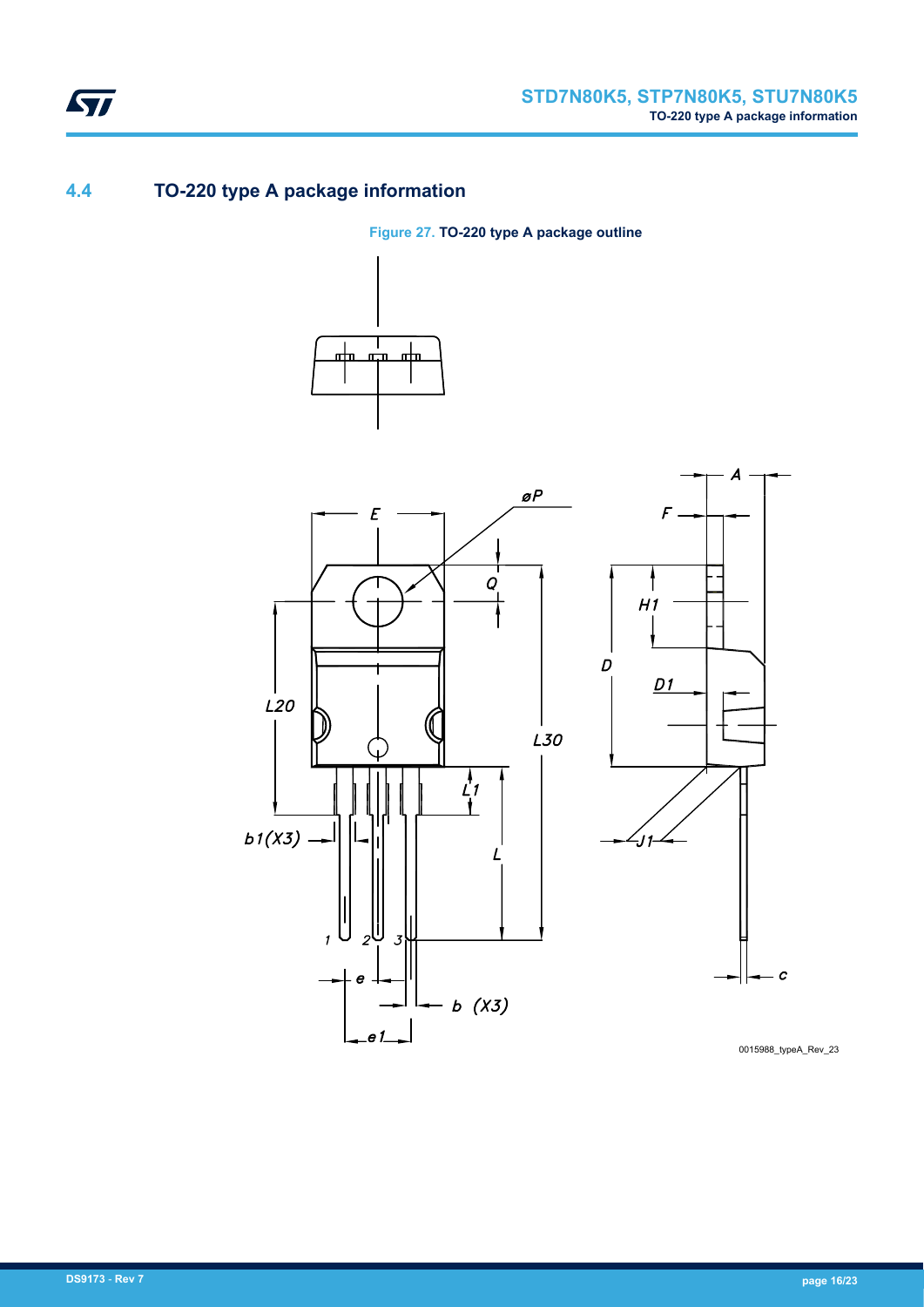## 4.4 TO-220 type A package information

Figure 27. **TO-220 type A package outline**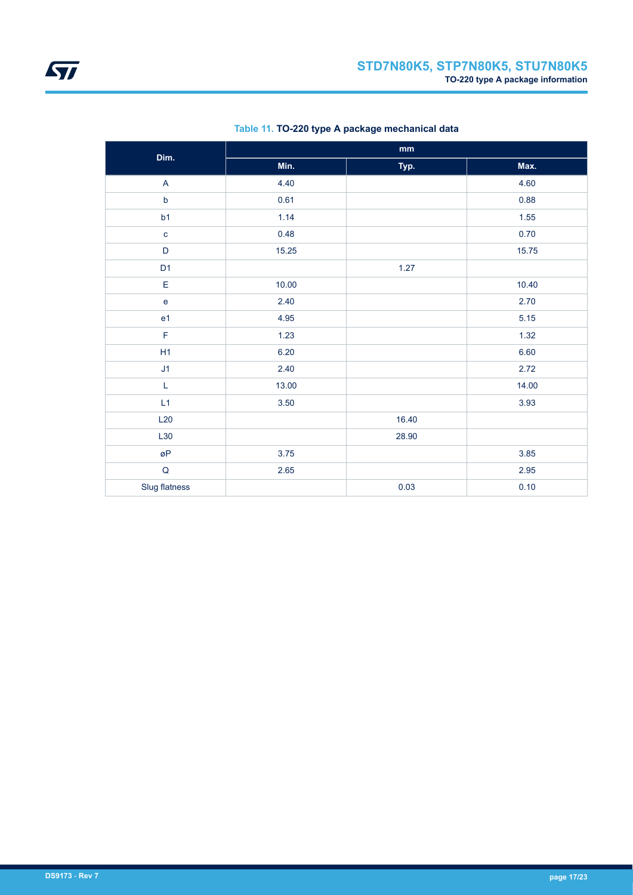**Table 11. TO-220 type A package mechanical data**

| Dim. | mm | | |
| --- | --- | --- | --- |
| | Min. | Typ. | Max. |
| A | 4.40 | | 4.60 |
| b | 0.61 | | 0.88 |
| b1 | 1.14 | | 1.55 |
| c | 0.48 | | 0.70 |
| D | 15.25 | | 15.75 |
| D1 | | 1.27 | |
| E | 10.00 | | 10.40 |
| e | 2.40 | | 2.70 |
| e1 | 4.95 | | 5.15 |
| F | 1.23 | | 1.32 |
| H1 | 6.20 | | 6.60 |
| J1 | 2.40 | | 2.72 |
| L | 13.00 | | 14.00 |
| L1 | 3.50 | | 3.93 |
| L20 | | 16.40 | |
| L30 | | 28.90 | |
| øP | 3.75 | | 3.85 |
| Q | 2.65 | | 2.95 |
| Slug flatness | | 0.03 | 0.10 |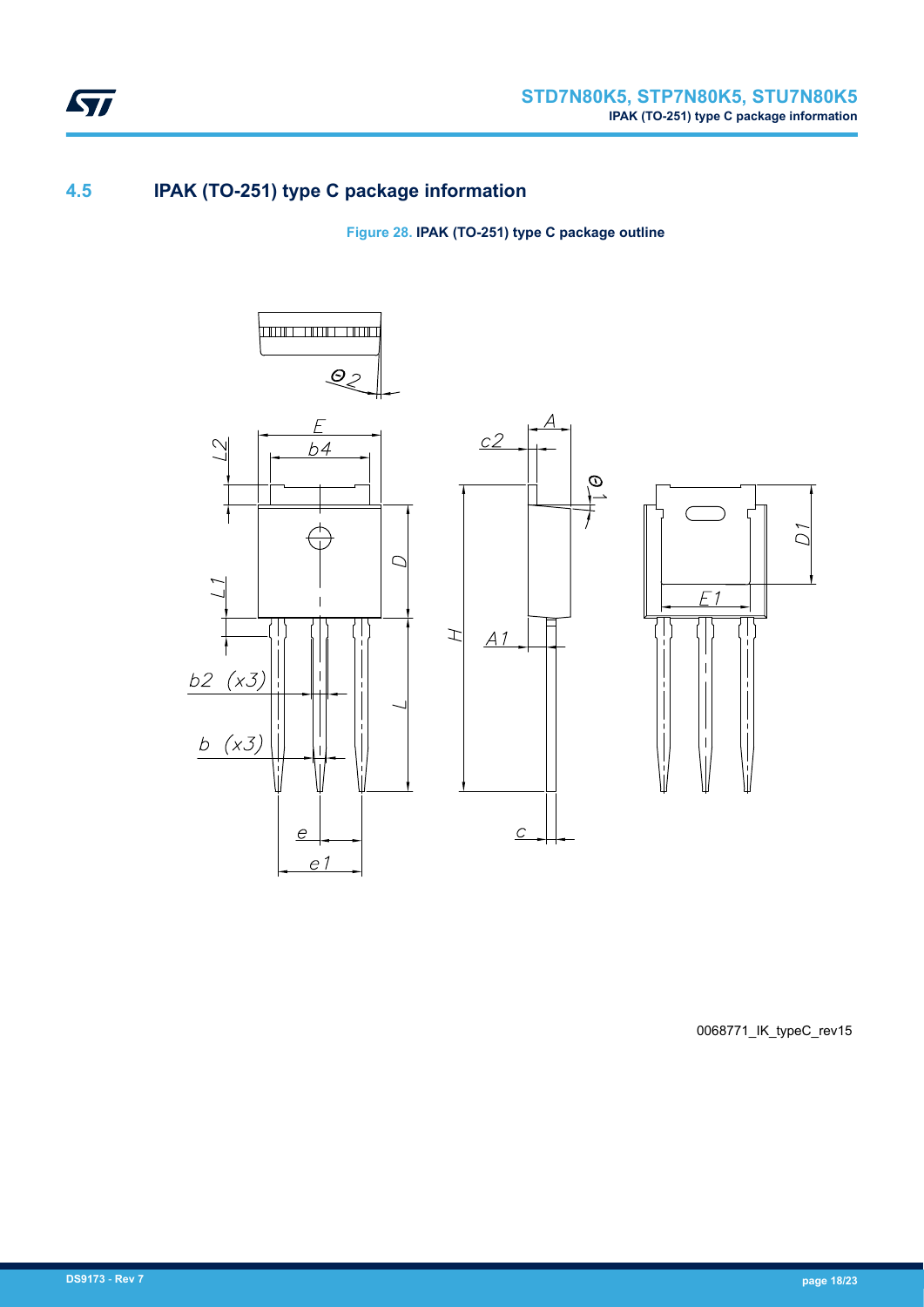## 4.5 IPAK (TO-251) type C package information

**Figure 28. IPAK (TO-251) type C package outline**

0068771_IK_typeC_rev15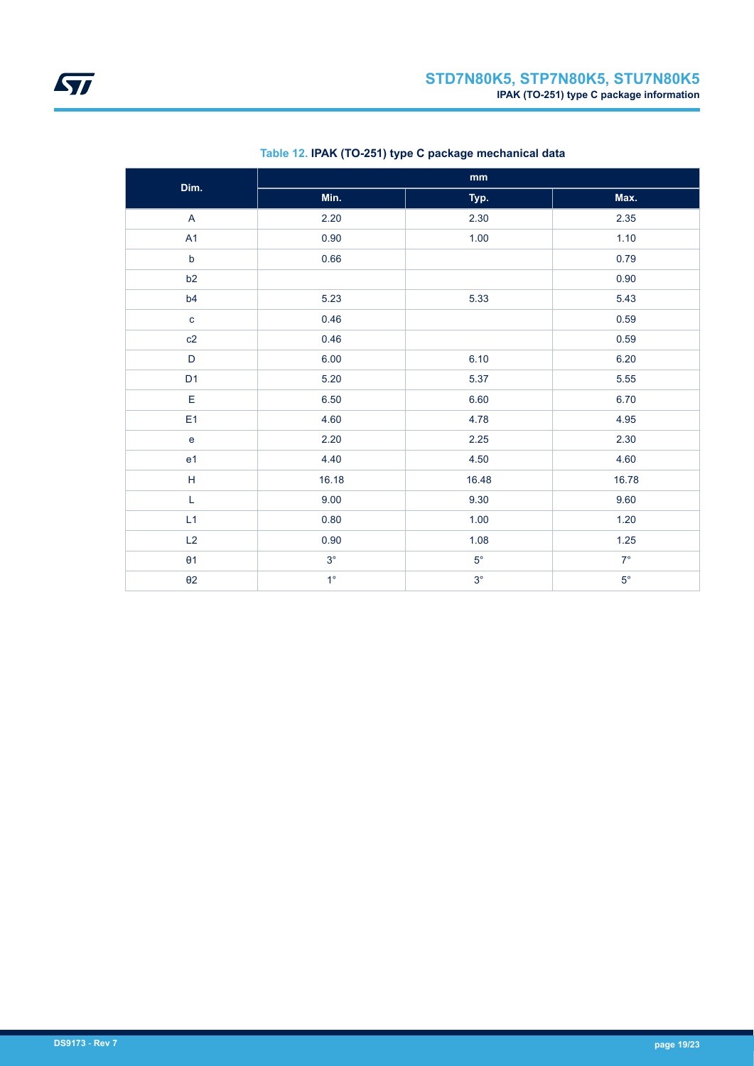Table 12. **IPAK (TO-251) type C package mechanical data**

| Dim. | mm | | |
|---|---|---|---|
| | Min. | Typ. | Max. |
| A | 2.20 | 2.30 | 2.35 |
| A1 | 0.90 | 1.00 | 1.10 |
| b | 0.66 | | 0.79 |
| b2 | | | 0.90 |
| b4 | 5.23 | 5.33 | 5.43 |
| c | 0.46 | | 0.59 |
| c2 | 0.46 | | 0.59 |
| D | 6.00 | 6.10 | 6.20 |
| D1 | 5.20 | 5.37 | 5.55 |
| E | 6.50 | 6.60 | 6.70 |
| E1 | 4.60 | 4.78 | 4.95 |
| e | 2.20 | 2.25 | 2.30 |
| e1 | 4.40 | 4.50 | 4.60 |
| H | 16.18 | 16.48 | 16.78 |
| L | 9.00 | 9.30 | 9.60 |
| L1 | 0.80 | 1.00 | 1.20 |
| L2 | 0.90 | 1.08 | 1.25 |
| θ1 | 3° | 5° | 7° |
| θ2 | 1° | 3° | 5° |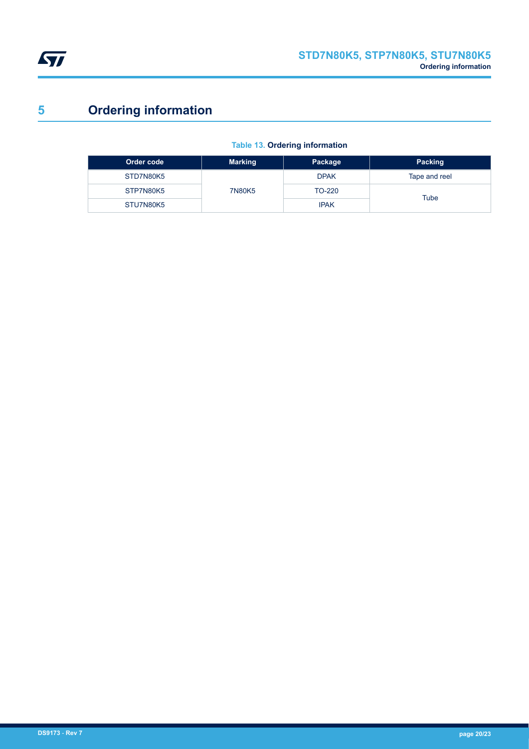# 5 Ordering information

**Table 13. Ordering information**

| Order code | Marking | Package | Packing |
|---|---|---|---|
| STD7N80K5 | 7N80K5 | DPAK | Tape and reel |
| STP7N80K5 | | TO-220 | Tube |
| STU7N80K5 | | IPAK | |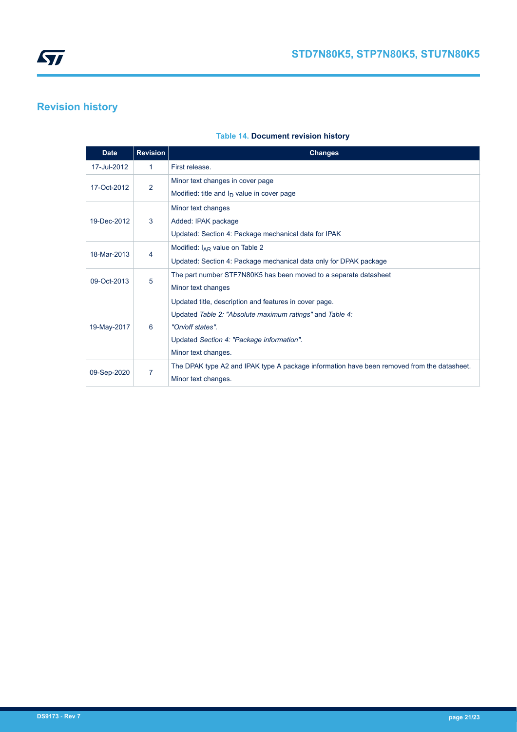# Revision history

**Table 14. Document revision history**

| Date | Revision | Changes |
|---|---|---|
| 17-Jul-2012 | 1 | First release. |
| 17-Oct-2012 | 2 | Minor text changes in cover page<br>Modified: title and $I_D$ value in cover page |
| 19-Dec-2012 | 3 | Minor text changes<br>Added: IPAK package<br>Updated: Section 4: Package mechanical data for IPAK |
| 18-Mar-2013 | 4 | Modified: $I_{AR}$ value on Table 2<br>Updated: Section 4: Package mechanical data only for DPAK package |
| 09-Oct-2013 | 5 | The part number STF7N80K5 has been moved to a separate datasheet<br>Minor text changes |
| 19-May-2017 | 6 | Updated title, description and features in cover page.<br>Updated *Table 2: "Absolute maximum ratings"* and *Table 4: "On/off states"*.<br>Updated *Section 4: "Package information"*.<br>Minor text changes. |
| 09-Sep-2020 | 7 | The DPAK type A2 and IPAK type A package information have been removed from the datasheet.<br>Minor text changes. |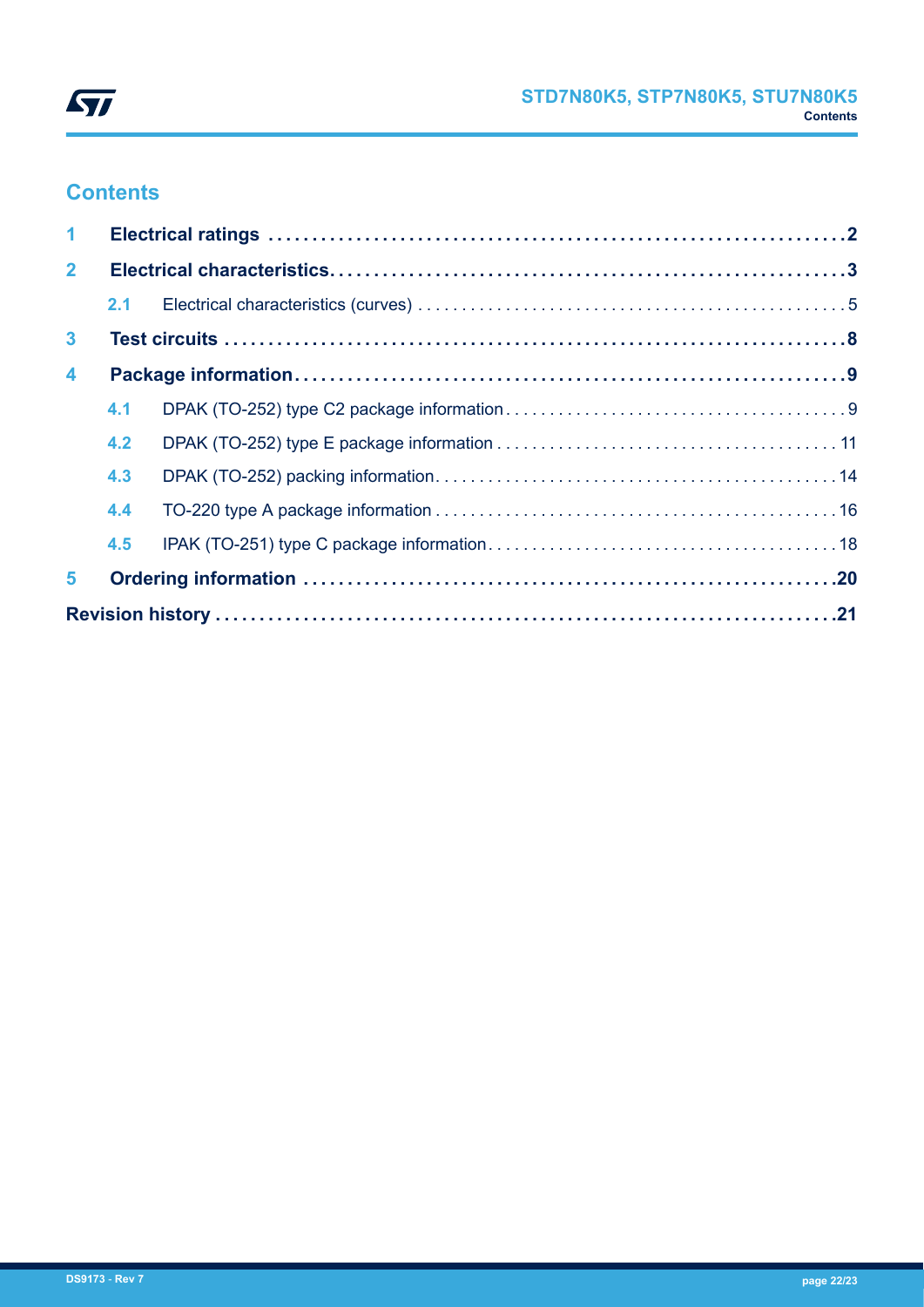# Contents

1 **Electrical ratings** .......... 2

2 **Electrical characteristics** .......... 3

- 2.1 Electrical characteristics (curves) .......... 5

3 **Test circuits** .......... 8

4 **Package information** .......... 9

- 4.1 DPAK (TO-252) type C2 package information .......... 9
- 4.2 DPAK (TO-252) type E package information .......... 11
- 4.3 DPAK (TO-252) packing information .......... 14
- 4.4 TO-220 type A package information .......... 16
- 4.5 IPAK (TO-251) type C package information .......... 18

5 **Ordering information** .......... 20

**Revision history** .......... 21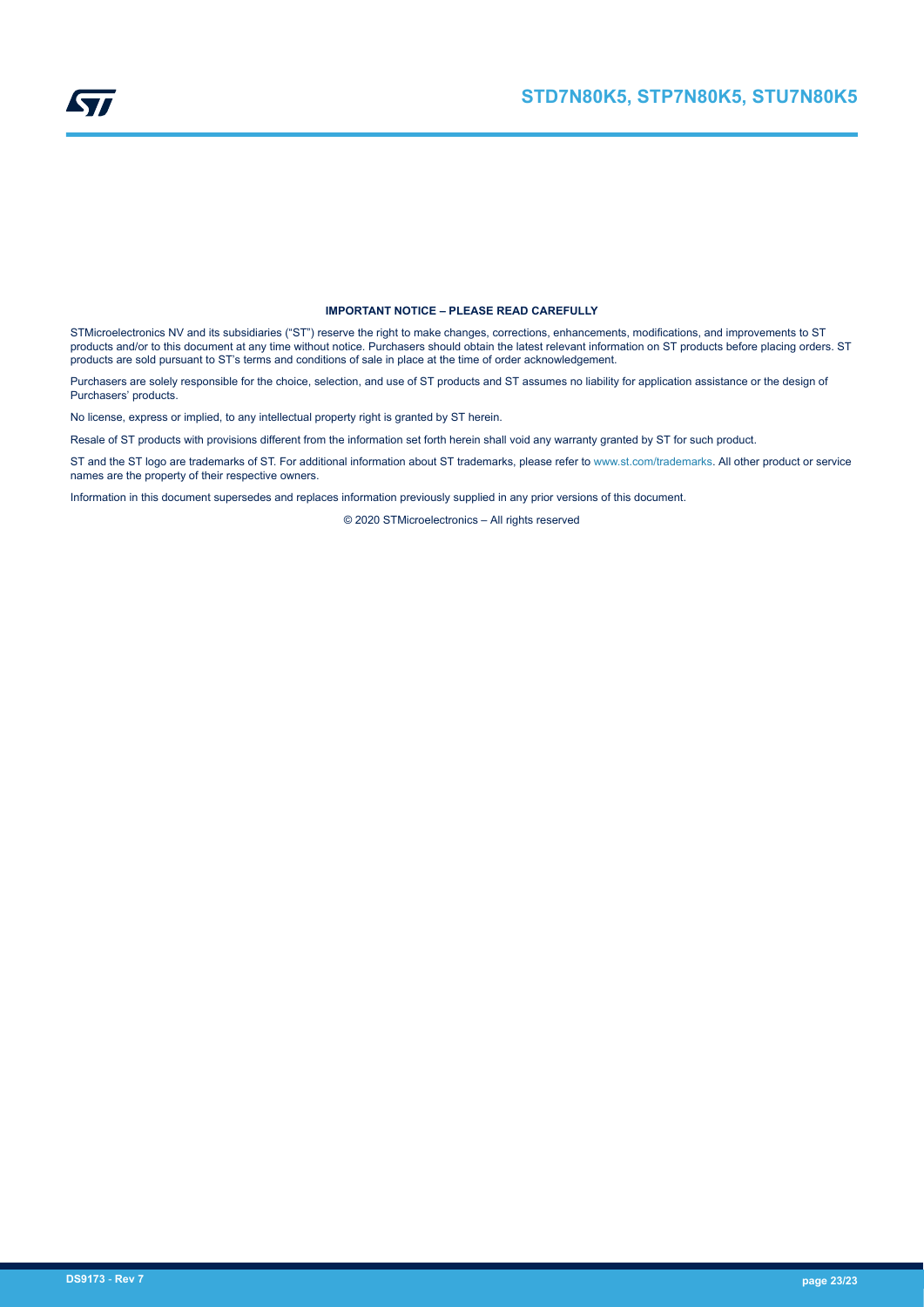**IMPORTANT NOTICE – PLEASE READ CAREFULLY**

STMicroelectronics NV and its subsidiaries ("ST") reserve the right to make changes, corrections, enhancements, modifications, and improvements to ST products and/or to this document at any time without notice. Purchasers should obtain the latest relevant information on ST products before placing orders. ST products are sold pursuant to ST's terms and conditions of sale in place at the time of order acknowledgement.

Purchasers are solely responsible for the choice, selection, and use of ST products and ST assumes no liability for application assistance or the design of Purchasers' products.

No license, express or implied, to any intellectual property right is granted by ST herein.

Resale of ST products with provisions different from the information set forth herein shall void any warranty granted by ST for such product.

ST and the ST logo are trademarks of ST. For additional information about ST trademarks, please refer to www.st.com/trademarks. All other product or service names are the property of their respective owners.

Information in this document supersedes and replaces information previously supplied in any prior versions of this document.

© 2020 STMicroelectronics – All rights reserved